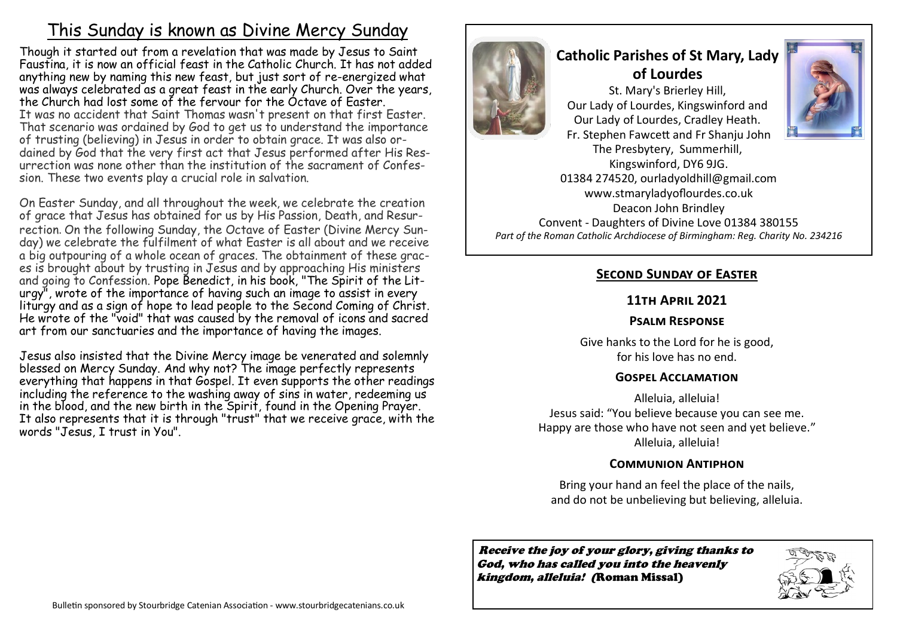## This Sunday is known as Divine Mercy Sunday

Though it started out from a revelation that was made by Jesus to Saint Faustina, it is now an official feast in the Catholic Church. It has not added anything new by naming this new feast, but just sort of re-energized what was always celebrated as a great feast in the early Church. Over the years, the Church had lost some of the fervour for the Octave of Easter.
It was no accident that Saint Thomas wasn't present on that first Easter. That scenario was ordained by God to get us to understand the importance of trusting (believing) in Jesus in order to obtain grace. It was also ordained by God that the very first act that Jesus performed after His Resurrection was none other than the institution of the sacrament of Confession. These two events play a crucial role in salvation.

On Easter Sunday, and all throughout the week, we celebrate the creation of grace that Jesus has obtained for us by His Passion, Death, and Resurrection. On the following Sunday, the Octave of Easter (Divine Mercy Sunday) we celebrate the fulfilment of what Easter is all about and we receive a big outpouring of a whole ocean of graces. The obtainment of these graces is brought about by trusting in Jesus and by approaching His ministers and going to Confession. Pope Benedict, in his book, "The Spirit of the Liturgy", wrote of the importance of having such an image to assist in every liturgy and as a sign of hope to lead people to the Second Coming of Christ. He wrote of the "void" that was caused by the removal of icons and sacred art from our sanctuaries and the importance of having the images.

Jesus also insisted that the Divine Mercy image be venerated and solemnly blessed on Mercy Sunday. And why not? The image perfectly represents everything that happens in that Gospel. It even supports the other readings including the reference to the washing away of sins in water, redeeming us in the blood, and the new birth in the Spirit, found in the Opening Prayer. It also represents that it is through "trust" that we receive grace, with the words "Jesus, I trust in You".

Bulletin sponsored by Stourbridge Catenian Association - www.stourbridgecatenians.co.uk

# Catholic Parishes of St Mary, Lady of Lourdes

St. Mary's Brierley Hill,
Our Lady of Lourdes, Kingswinford and
Our Lady of Lourdes, Cradley Heath.
Fr. Stephen Fawcett and Fr Shanju John
The Presbytery, Summerhill,
Kingswinford, DY6 9JG.
01384 274520, ourladyoldhill@gmail.com
www.stmaryladyoflourdes.co.uk
Deacon John Brindley
Convent - Daughters of Divine Love 01384 380155
*Part of the Roman Catholic Archdiocese of Birmingham: Reg. Charity No. 234216*

## Second Sunday of Easter

### 11th April 2021

#### Psalm Response

Give hanks to the Lord for he is good,
for his love has no end.

#### Gospel Acclamation

Alleluia, alleluia!
Jesus said: "You believe because you can see me.
Happy are those who have not seen and yet believe."
Alleluia, alleluia!

#### Communion Antiphon

Bring your hand an feel the place of the nails,
and do not be unbelieving but believing, alleluia.

***Receive the joy of your glory, giving thanks to God, who has called you into the heavenly kingdom, alleluia!*** **(Roman Missal)**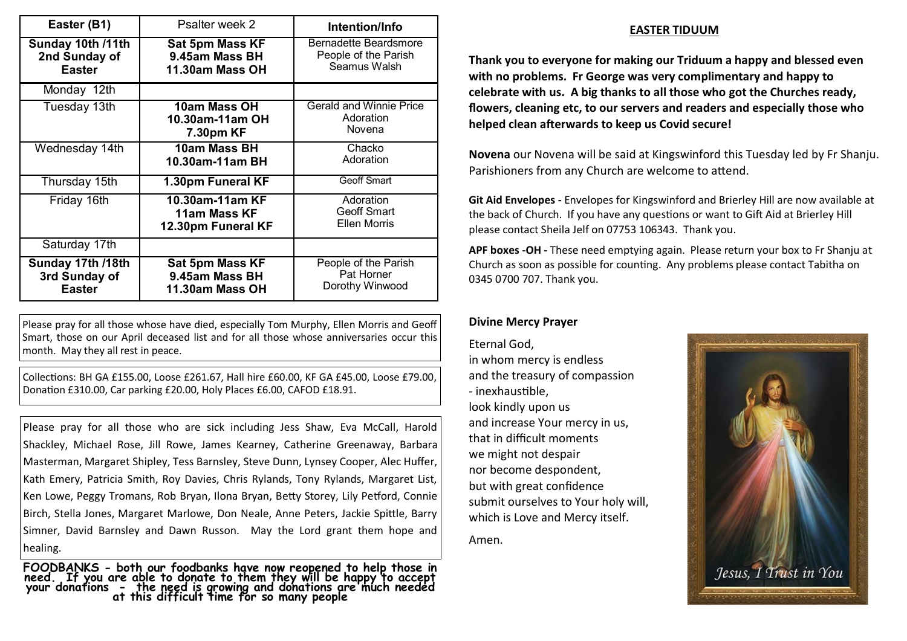| Easter (B1) | Psalter week 2 | Intention/Info |
|---|---|---|
| **Sunday 10th /11th 2nd Sunday of Easter** | **Sat 5pm Mass KF 9.45am Mass BH 11.30am Mass OH** | Bernadette Beardsmore People of the Parish Seamus Walsh |
| Monday 12th | | |
| Tuesday 13th | **10am Mass OH 10.30am-11am OH 7.30pm KF** | Gerald and Winnie Price Adoration Novena |
| Wednesday 14th | **10am Mass BH 10.30am-11am BH** | Chacko Adoration |
| Thursday 15th | **1.30pm Funeral KF** | Geoff Smart |
| Friday 16th | **10.30am-11am KF 11am Mass KF 12.30pm Funeral KF** | Adoration Geoff Smart Ellen Morris |
| Saturday 17th | | |
| **Sunday 17th /18th 3rd Sunday of Easter** | **Sat 5pm Mass KF 9.45am Mass BH 11.30am Mass OH** | People of the Parish Pat Horner Dorothy Winwood |

Please pray for all those whose have died, especially Tom Murphy, Ellen Morris and Geoff Smart, those on our April deceased list and for all those whose anniversaries occur this month. May they all rest in peace.

Collections: BH GA £155.00, Loose £261.67, Hall hire £60.00, KF GA £45.00, Loose £79.00, Donation £310.00, Car parking £20.00, Holy Places £6.00, CAFOD £18.91.

Please pray for all those who are sick including Jess Shaw, Eva McCall, Harold Shackley, Michael Rose, Jill Rowe, James Kearney, Catherine Greenaway, Barbara Masterman, Margaret Shipley, Tess Barnsley, Steve Dunn, Lynsey Cooper, Alec Huffer, Kath Emery, Patricia Smith, Roy Davies, Chris Rylands, Tony Rylands, Margaret List, Ken Lowe, Peggy Tromans, Rob Bryan, Ilona Bryan, Betty Storey, Lily Petford, Connie Birch, Stella Jones, Margaret Marlowe, Don Neale, Anne Peters, Jackie Spittle, Barry Simner, David Barnsley and Dawn Russon. May the Lord grant them hope and healing.

**FOODBANKS - both our foodbanks have now reopened to help those in need. If you are able to donate to them they will be happy to accept your donations - the need is growing and donations are much needed at this difficult time for so many people**

## EASTER TIDUUM

**Thank you to everyone for making our Triduum a happy and blessed even with no problems. Fr George was very complimentary and happy to celebrate with us. A big thanks to all those who got the Churches ready, flowers, cleaning etc, to our servers and readers and especially those who helped clean afterwards to keep us Covid secure!**

**Novena** our Novena will be said at Kingswinford this Tuesday led by Fr Shanju. Parishioners from any Church are welcome to attend.

**Git Aid Envelopes -** Envelopes for Kingswinford and Brierley Hill are now available at the back of Church. If you have any questions or want to Gift Aid at Brierley Hill please contact Sheila Jelf on 07753 106343. Thank you.

**APF boxes -OH -** These need emptying again. Please return your box to Fr Shanju at Church as soon as possible for counting. Any problems please contact Tabitha on 0345 0700 707. Thank you.

### Divine Mercy Prayer

Eternal God,
in whom mercy is endless
and the treasury of compassion
- inexhaustible,
look kindly upon us
and increase Your mercy in us,
that in difficult moments
we might not despair
nor become despondent,
but with great confidence
submit ourselves to Your holy will,
which is Love and Mercy itself.

Amen.

*Jesus, I Trust in You*